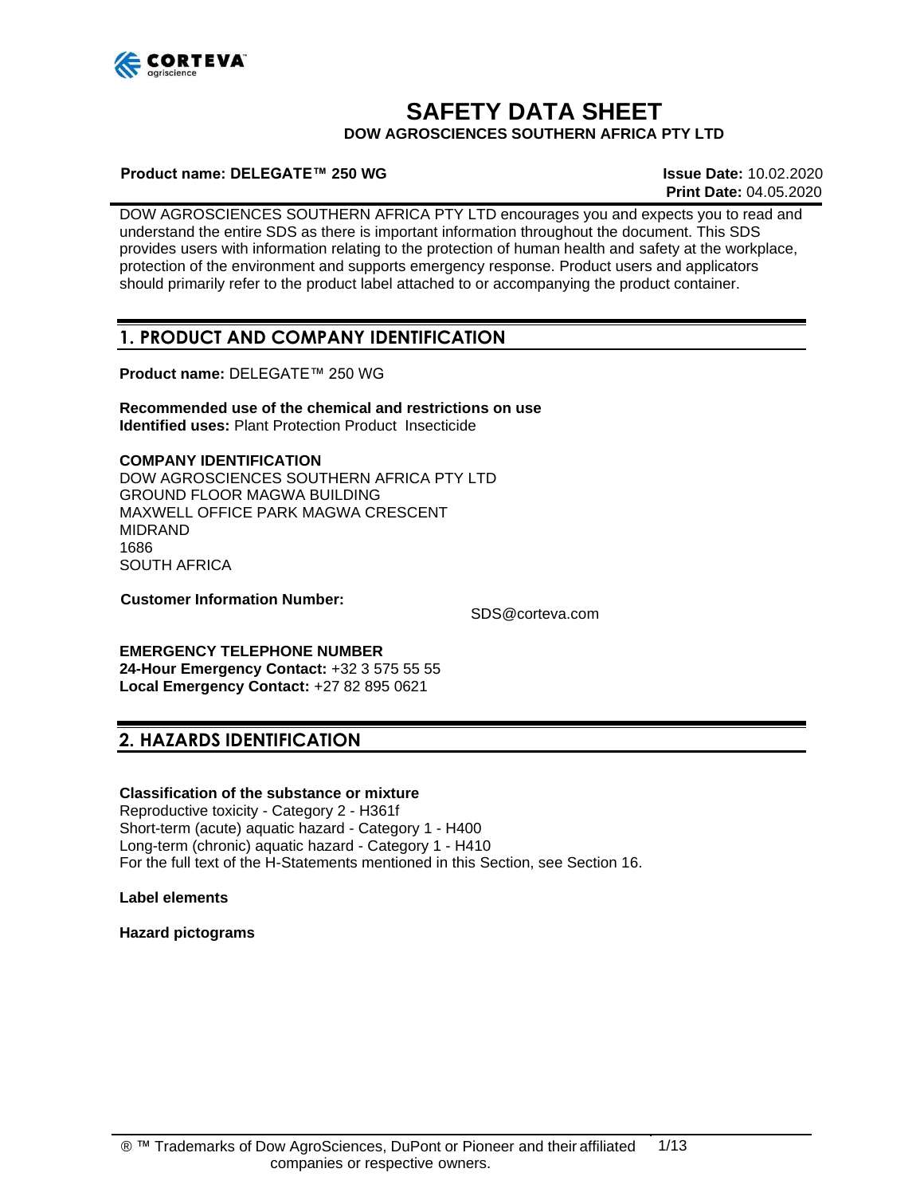# SAFETY DATA SHEET

**DOW AGROSCIENCES SOUTHERN AFRICA PTY LTD**

**Product name: DELEGATE™ 250 WG**

**Issue Date:** 10.02.2020
**Print Date:** 04.05.2020

DOW AGROSCIENCES SOUTHERN AFRICA PTY LTD encourages you and expects you to read and understand the entire SDS as there is important information throughout the document. This SDS provides users with information relating to the protection of human health and safety at the workplace, protection of the environment and supports emergency response. Product users and applicators should primarily refer to the product label attached to or accompanying the product container.

## 1. PRODUCT AND COMPANY IDENTIFICATION

**Product name:** DELEGATE™ 250 WG

**Recommended use of the chemical and restrictions on use**
**Identified uses:** Plant Protection Product Insecticide

**COMPANY IDENTIFICATION**
DOW AGROSCIENCES SOUTHERN AFRICA PTY LTD
GROUND FLOOR MAGWA BUILDING
MAXWELL OFFICE PARK MAGWA CRESCENT
MIDRAND
1686
SOUTH AFRICA

**Customer Information Number:** SDS@corteva.com

**EMERGENCY TELEPHONE NUMBER**
**24-Hour Emergency Contact:** +32 3 575 55 55
**Local Emergency Contact:** +27 82 895 0621

## 2. HAZARDS IDENTIFICATION

**Classification of the substance or mixture**
Reproductive toxicity - Category 2 - H361f
Short-term (acute) aquatic hazard - Category 1 - H400
Long-term (chronic) aquatic hazard - Category 1 - H410
For the full text of the H-Statements mentioned in this Section, see Section 16.

**Label elements**

**Hazard pictograms**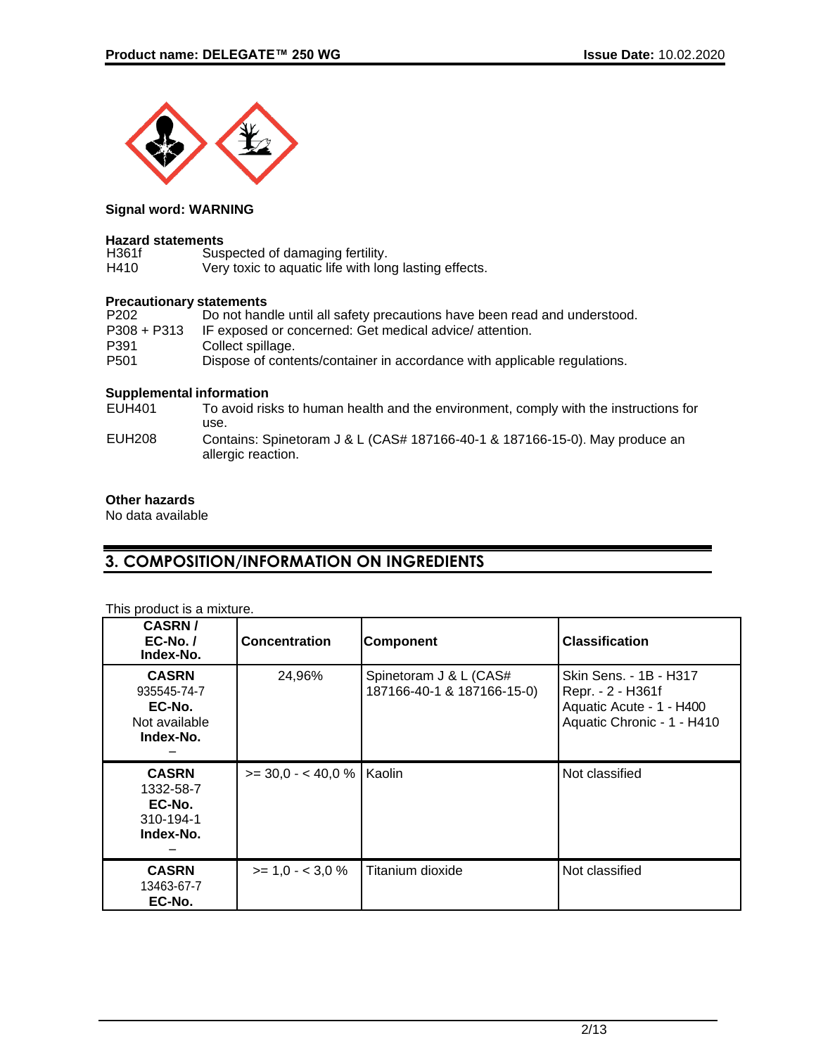**Signal word: WARNING**

**Hazard statements**

| | |
|---|---|
| H361f | Suspected of damaging fertility. |
| H410 | Very toxic to aquatic life with long lasting effects. |

**Precautionary statements**

| | |
|---|---|
| P202 | Do not handle until all safety precautions have been read and understood. |
| P308 + P313 | IF exposed or concerned: Get medical advice/ attention. |
| P391 | Collect spillage. |
| P501 | Dispose of contents/container in accordance with applicable regulations. |

**Supplemental information**

| | |
|---|---|
| EUH401 | To avoid risks to human health and the environment, comply with the instructions for use. |
| EUH208 | Contains: Spinetoram J & L (CAS# 187166-40-1 & 187166-15-0). May produce an allergic reaction. |

**Other hazards**

No data available

## 3. COMPOSITION/INFORMATION ON INGREDIENTS

This product is a mixture.

| CASRN / EC-No. / Index-No. | Concentration | Component | Classification |
|---|---|---|---|
| **CASRN** 935545-74-7 **EC-No.** Not available **Index-No.** – | 24,96% | Spinetoram J & L (CAS# 187166-40-1 & 187166-15-0) | Skin Sens. - 1B - H317<br>Repr. - 2 - H361f<br>Aquatic Acute - 1 - H400<br>Aquatic Chronic - 1 - H410 |
| **CASRN** 1332-58-7 **EC-No.** 310-194-1 **Index-No.** – | >= 30,0 - < 40,0 % | Kaolin | Not classified |
| **CASRN** 13463-67-7 **EC-No.** | >= 1,0 - < 3,0 % | Titanium dioxide | Not classified |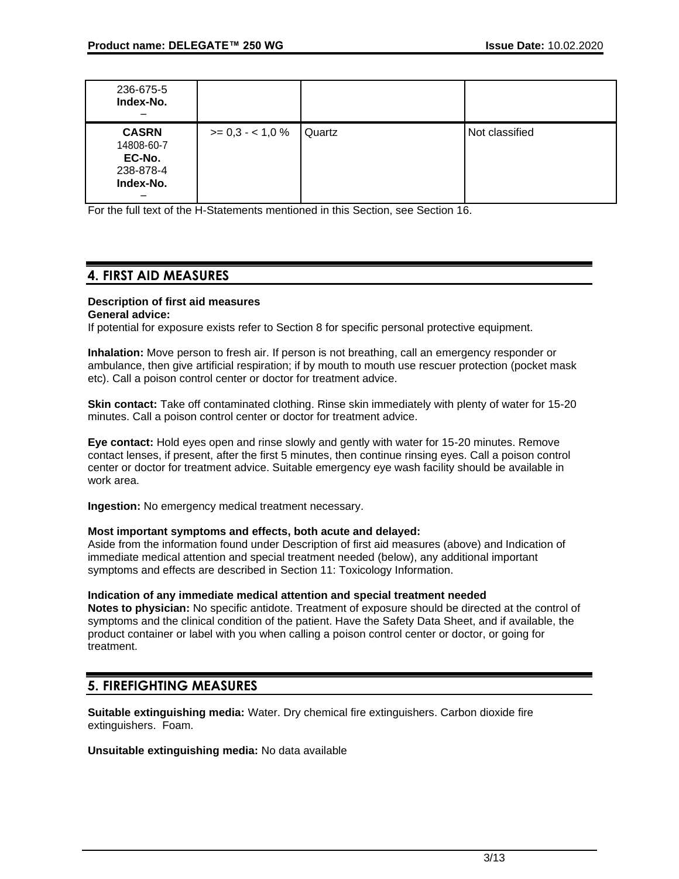| | | | |
|---|---|---|---|
| 236-675-5<br>**Index-No.**<br>– | | | |
| **CASRN**<br>14808-60-7<br>**EC-No.**<br>238-878-4<br>**Index-No.**<br>– | >= 0,3 - < 1,0 % | Quartz | Not classified |

For the full text of the H-Statements mentioned in this Section, see Section 16.

## 4. FIRST AID MEASURES

**Description of first aid measures**
**General advice:**
If potential for exposure exists refer to Section 8 for specific personal protective equipment.

**Inhalation:** Move person to fresh air. If person is not breathing, call an emergency responder or ambulance, then give artificial respiration; if by mouth to mouth use rescuer protection (pocket mask etc). Call a poison control center or doctor for treatment advice.

**Skin contact:** Take off contaminated clothing. Rinse skin immediately with plenty of water for 15-20 minutes. Call a poison control center or doctor for treatment advice.

**Eye contact:** Hold eyes open and rinse slowly and gently with water for 15-20 minutes. Remove contact lenses, if present, after the first 5 minutes, then continue rinsing eyes. Call a poison control center or doctor for treatment advice. Suitable emergency eye wash facility should be available in work area.

**Ingestion:** No emergency medical treatment necessary.

**Most important symptoms and effects, both acute and delayed:**
Aside from the information found under Description of first aid measures (above) and Indication of immediate medical attention and special treatment needed (below), any additional important symptoms and effects are described in Section 11: Toxicology Information.

**Indication of any immediate medical attention and special treatment needed**
**Notes to physician:** No specific antidote. Treatment of exposure should be directed at the control of symptoms and the clinical condition of the patient. Have the Safety Data Sheet, and if available, the product container or label with you when calling a poison control center or doctor, or going for treatment.

## 5. FIREFIGHTING MEASURES

**Suitable extinguishing media:** Water. Dry chemical fire extinguishers. Carbon dioxide fire extinguishers. Foam.

**Unsuitable extinguishing media:** No data available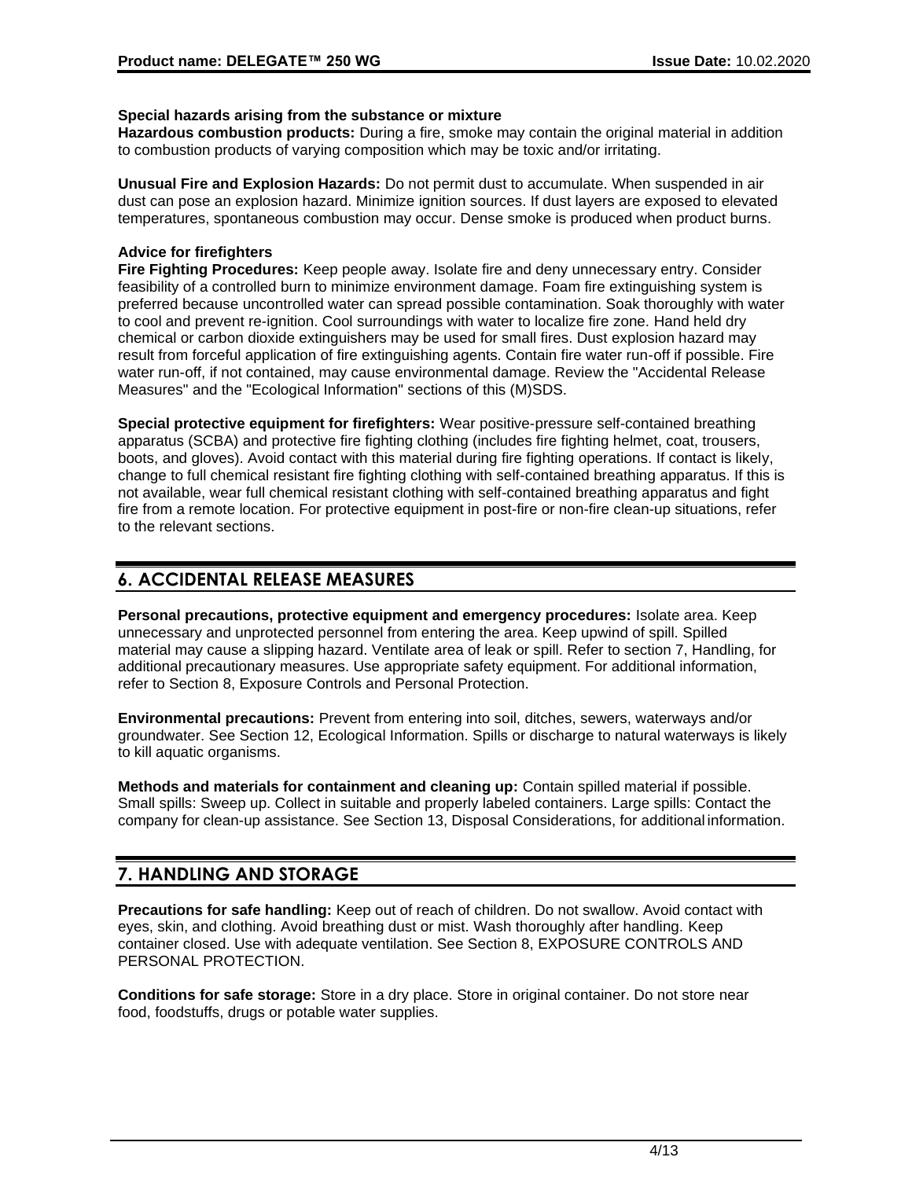**Special hazards arising from the substance or mixture**

**Hazardous combustion products:** During a fire, smoke may contain the original material in addition to combustion products of varying composition which may be toxic and/or irritating.

**Unusual Fire and Explosion Hazards:** Do not permit dust to accumulate. When suspended in air dust can pose an explosion hazard. Minimize ignition sources. If dust layers are exposed to elevated temperatures, spontaneous combustion may occur. Dense smoke is produced when product burns.

**Advice for firefighters**

**Fire Fighting Procedures:** Keep people away. Isolate fire and deny unnecessary entry. Consider feasibility of a controlled burn to minimize environment damage. Foam fire extinguishing system is preferred because uncontrolled water can spread possible contamination. Soak thoroughly with water to cool and prevent re-ignition. Cool surroundings with water to localize fire zone. Hand held dry chemical or carbon dioxide extinguishers may be used for small fires. Dust explosion hazard may result from forceful application of fire extinguishing agents. Contain fire water run-off if possible. Fire water run-off, if not contained, may cause environmental damage. Review the "Accidental Release Measures" and the "Ecological Information" sections of this (M)SDS.

**Special protective equipment for firefighters:** Wear positive-pressure self-contained breathing apparatus (SCBA) and protective fire fighting clothing (includes fire fighting helmet, coat, trousers, boots, and gloves). Avoid contact with this material during fire fighting operations. If contact is likely, change to full chemical resistant fire fighting clothing with self-contained breathing apparatus. If this is not available, wear full chemical resistant clothing with self-contained breathing apparatus and fight fire from a remote location. For protective equipment in post-fire or non-fire clean-up situations, refer to the relevant sections.

## 6. ACCIDENTAL RELEASE MEASURES

**Personal precautions, protective equipment and emergency procedures:** Isolate area. Keep unnecessary and unprotected personnel from entering the area. Keep upwind of spill. Spilled material may cause a slipping hazard. Ventilate area of leak or spill. Refer to section 7, Handling, for additional precautionary measures. Use appropriate safety equipment. For additional information, refer to Section 8, Exposure Controls and Personal Protection.

**Environmental precautions:** Prevent from entering into soil, ditches, sewers, waterways and/or groundwater. See Section 12, Ecological Information. Spills or discharge to natural waterways is likely to kill aquatic organisms.

**Methods and materials for containment and cleaning up:** Contain spilled material if possible. Small spills: Sweep up. Collect in suitable and properly labeled containers. Large spills: Contact the company for clean-up assistance. See Section 13, Disposal Considerations, for additional information.

## 7. HANDLING AND STORAGE

**Precautions for safe handling:** Keep out of reach of children. Do not swallow. Avoid contact with eyes, skin, and clothing. Avoid breathing dust or mist. Wash thoroughly after handling. Keep container closed. Use with adequate ventilation. See Section 8, EXPOSURE CONTROLS AND PERSONAL PROTECTION.

**Conditions for safe storage:** Store in a dry place. Store in original container. Do not store near food, foodstuffs, drugs or potable water supplies.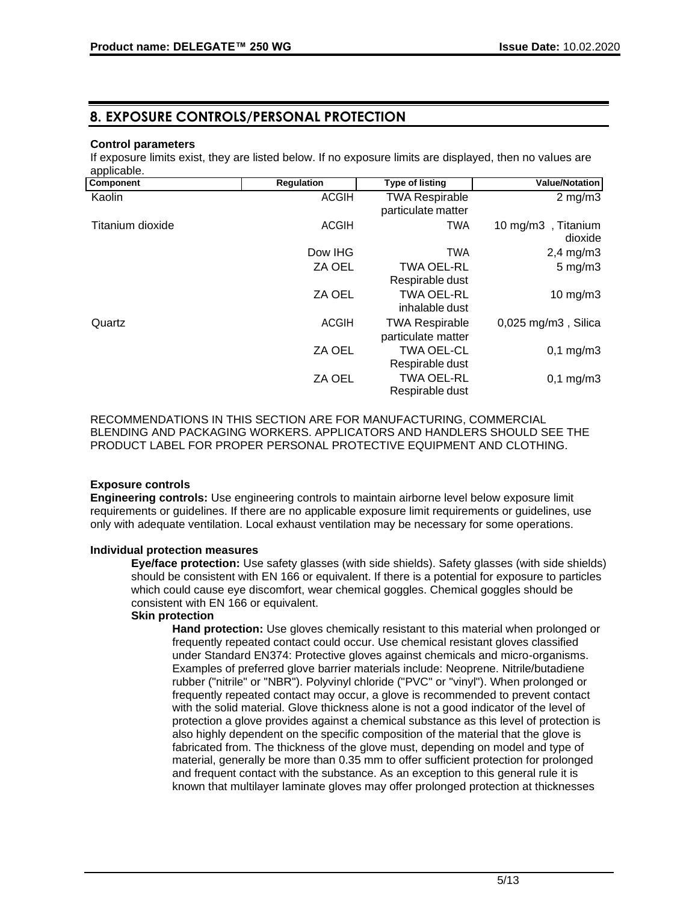## 8. EXPOSURE CONTROLS/PERSONAL PROTECTION

**Control parameters**

If exposure limits exist, they are listed below. If no exposure limits are displayed, then no values are applicable.

| Component | Regulation | Type of listing | Value/Notation |
|---|---|---|---|
| Kaolin | ACGIH | TWA Respirable particulate matter | 2 mg/m3 |
| Titanium dioxide | ACGIH | TWA | 10 mg/m3 , Titanium dioxide |
| | Dow IHG | TWA | 2,4 mg/m3 |
| | ZA OEL | TWA OEL-RL Respirable dust | 5 mg/m3 |
| | ZA OEL | TWA OEL-RL inhalable dust | 10 mg/m3 |
| Quartz | ACGIH | TWA Respirable particulate matter | 0,025 mg/m3 , Silica |
| | ZA OEL | TWA OEL-CL Respirable dust | 0,1 mg/m3 |
| | ZA OEL | TWA OEL-RL Respirable dust | 0,1 mg/m3 |

RECOMMENDATIONS IN THIS SECTION ARE FOR MANUFACTURING, COMMERCIAL BLENDING AND PACKAGING WORKERS. APPLICATORS AND HANDLERS SHOULD SEE THE PRODUCT LABEL FOR PROPER PERSONAL PROTECTIVE EQUIPMENT AND CLOTHING.

**Exposure controls**

**Engineering controls:** Use engineering controls to maintain airborne level below exposure limit requirements or guidelines. If there are no applicable exposure limit requirements or guidelines, use only with adequate ventilation. Local exhaust ventilation may be necessary for some operations.

**Individual protection measures**

**Eye/face protection:** Use safety glasses (with side shields). Safety glasses (with side shields) should be consistent with EN 166 or equivalent. If there is a potential for exposure to particles which could cause eye discomfort, wear chemical goggles. Chemical goggles should be consistent with EN 166 or equivalent.

**Skin protection**

**Hand protection:** Use gloves chemically resistant to this material when prolonged or frequently repeated contact could occur. Use chemical resistant gloves classified under Standard EN374: Protective gloves against chemicals and micro-organisms. Examples of preferred glove barrier materials include: Neoprene. Nitrile/butadiene rubber ("nitrile" or "NBR"). Polyvinyl chloride ("PVC" or "vinyl"). When prolonged or frequently repeated contact may occur, a glove is recommended to prevent contact with the solid material. Glove thickness alone is not a good indicator of the level of protection a glove provides against a chemical substance as this level of protection is also highly dependent on the specific composition of the material that the glove is fabricated from. The thickness of the glove must, depending on model and type of material, generally be more than 0.35 mm to offer sufficient protection for prolonged and frequent contact with the substance. As an exception to this general rule it is known that multilayer laminate gloves may offer prolonged protection at thicknesses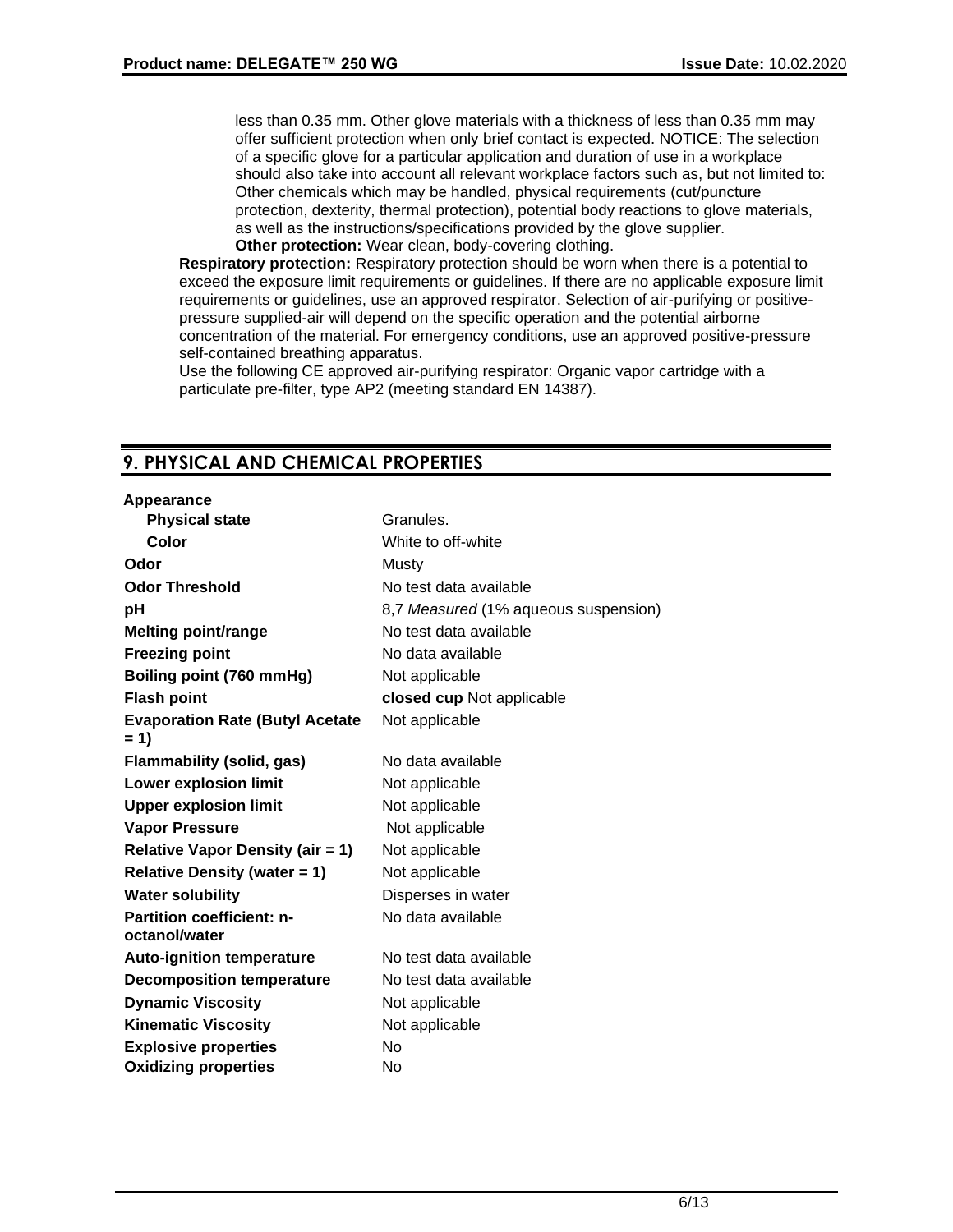less than 0.35 mm. Other glove materials with a thickness of less than 0.35 mm may offer sufficient protection when only brief contact is expected. NOTICE: The selection of a specific glove for a particular application and duration of use in a workplace should also take into account all relevant workplace factors such as, but not limited to: Other chemicals which may be handled, physical requirements (cut/puncture protection, dexterity, thermal protection), potential body reactions to glove materials, as well as the instructions/specifications provided by the glove supplier.

**Other protection:** Wear clean, body-covering clothing.

**Respiratory protection:** Respiratory protection should be worn when there is a potential to exceed the exposure limit requirements or guidelines. If there are no applicable exposure limit requirements or guidelines, use an approved respirator. Selection of air-purifying or positive-pressure supplied-air will depend on the specific operation and the potential airborne concentration of the material. For emergency conditions, use an approved positive-pressure self-contained breathing apparatus.

Use the following CE approved air-purifying respirator: Organic vapor cartridge with a particulate pre-filter, type AP2 (meeting standard EN 14387).

## 9. PHYSICAL AND CHEMICAL PROPERTIES

| | |
|---|---|
| **Appearance** | |
| **Physical state** | Granules. |
| **Color** | White to off-white |
| **Odor** | Musty |
| **Odor Threshold** | No test data available |
| **pH** | 8,7 *Measured* (1% aqueous suspension) |
| **Melting point/range** | No test data available |
| **Freezing point** | No data available |
| **Boiling point (760 mmHg)** | Not applicable |
| **Flash point** | **closed cup** Not applicable |
| **Evaporation Rate (Butyl Acetate = 1)** | Not applicable |
| **Flammability (solid, gas)** | No data available |
| **Lower explosion limit** | Not applicable |
| **Upper explosion limit** | Not applicable |
| **Vapor Pressure** | Not applicable |
| **Relative Vapor Density (air = 1)** | Not applicable |
| **Relative Density (water = 1)** | Not applicable |
| **Water solubility** | Disperses in water |
| **Partition coefficient: n-octanol/water** | No data available |
| **Auto-ignition temperature** | No test data available |
| **Decomposition temperature** | No test data available |
| **Dynamic Viscosity** | Not applicable |
| **Kinematic Viscosity** | Not applicable |
| **Explosive properties** | No |
| **Oxidizing properties** | No |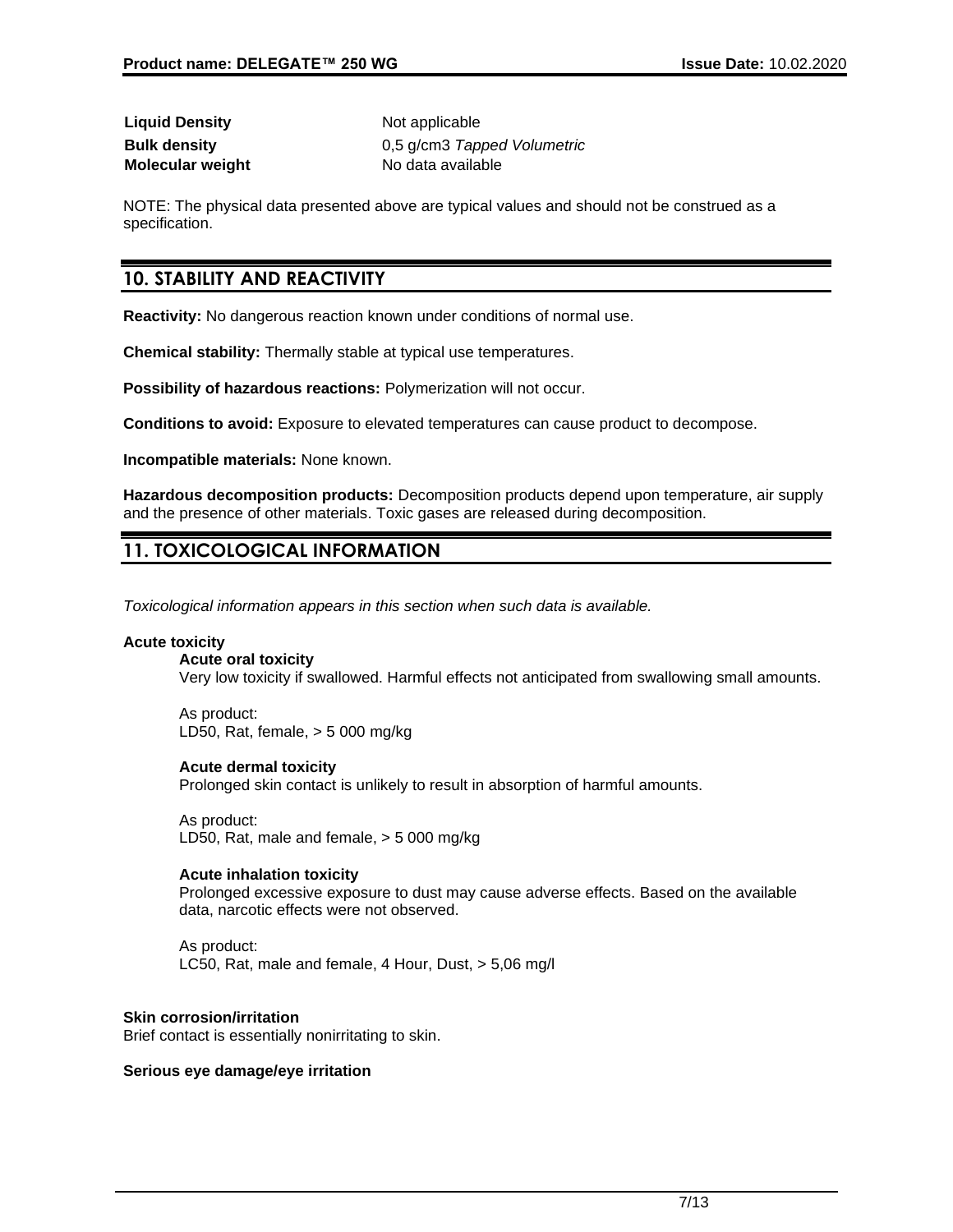| | |
|---|---|
| **Liquid Density** | Not applicable |
| **Bulk density** | 0,5 g/cm3 *Tapped Volumetric* |
| **Molecular weight** | No data available |

NOTE: The physical data presented above are typical values and should not be construed as a specification.

## 10. STABILITY AND REACTIVITY

**Reactivity:** No dangerous reaction known under conditions of normal use.

**Chemical stability:** Thermally stable at typical use temperatures.

**Possibility of hazardous reactions:** Polymerization will not occur.

**Conditions to avoid:** Exposure to elevated temperatures can cause product to decompose.

**Incompatible materials:** None known.

**Hazardous decomposition products:** Decomposition products depend upon temperature, air supply and the presence of other materials. Toxic gases are released during decomposition.

## 11. TOXICOLOGICAL INFORMATION

*Toxicological information appears in this section when such data is available.*

**Acute toxicity**

**Acute oral toxicity**

Very low toxicity if swallowed. Harmful effects not anticipated from swallowing small amounts.

As product:
LD50, Rat, female, > 5 000 mg/kg

**Acute dermal toxicity**

Prolonged skin contact is unlikely to result in absorption of harmful amounts.

As product:
LD50, Rat, male and female, > 5 000 mg/kg

**Acute inhalation toxicity**

Prolonged excessive exposure to dust may cause adverse effects. Based on the available data, narcotic effects were not observed.

As product:
LC50, Rat, male and female, 4 Hour, Dust, > 5,06 mg/l

**Skin corrosion/irritation**

Brief contact is essentially nonirritating to skin.

**Serious eye damage/eye irritation**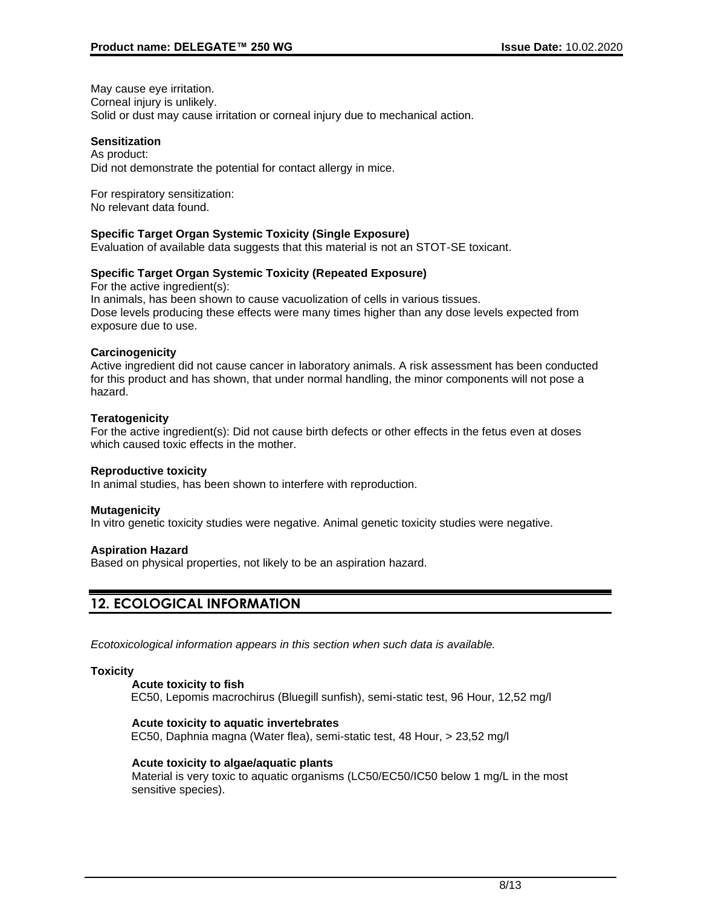May cause eye irritation.
Corneal injury is unlikely.
Solid or dust may cause irritation or corneal injury due to mechanical action.

**Sensitization**
As product:
Did not demonstrate the potential for contact allergy in mice.

For respiratory sensitization:
No relevant data found.

**Specific Target Organ Systemic Toxicity (Single Exposure)**
Evaluation of available data suggests that this material is not an STOT-SE toxicant.

**Specific Target Organ Systemic Toxicity (Repeated Exposure)**
For the active ingredient(s):
In animals, has been shown to cause vacuolization of cells in various tissues.
Dose levels producing these effects were many times higher than any dose levels expected from exposure due to use.

**Carcinogenicity**
Active ingredient did not cause cancer in laboratory animals. A risk assessment has been conducted for this product and has shown, that under normal handling, the minor components will not pose a hazard.

**Teratogenicity**
For the active ingredient(s): Did not cause birth defects or other effects in the fetus even at doses which caused toxic effects in the mother.

**Reproductive toxicity**
In animal studies, has been shown to interfere with reproduction.

**Mutagenicity**
In vitro genetic toxicity studies were negative. Animal genetic toxicity studies were negative.

**Aspiration Hazard**
Based on physical properties, not likely to be an aspiration hazard.

## 12. ECOLOGICAL INFORMATION

*Ecotoxicological information appears in this section when such data is available.*

**Toxicity**

**Acute toxicity to fish**
EC50, Lepomis macrochirus (Bluegill sunfish), semi-static test, 96 Hour, 12,52 mg/l

**Acute toxicity to aquatic invertebrates**
EC50, Daphnia magna (Water flea), semi-static test, 48 Hour, > 23,52 mg/l

**Acute toxicity to algae/aquatic plants**
Material is very toxic to aquatic organisms (LC50/EC50/IC50 below 1 mg/L in the most sensitive species).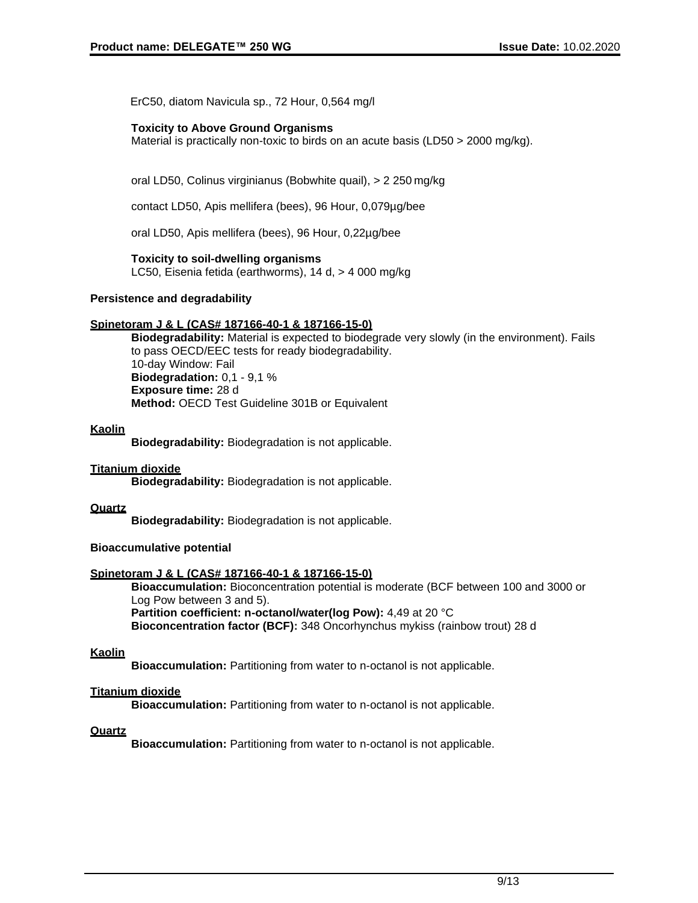ErC50, diatom Navicula sp., 72 Hour, 0,564 mg/l

**Toxicity to Above Ground Organisms**

Material is practically non-toxic to birds on an acute basis (LD50 > 2000 mg/kg).

oral LD50, Colinus virginianus (Bobwhite quail), > 2 250 mg/kg

contact LD50, Apis mellifera (bees), 96 Hour, 0,079µg/bee

oral LD50, Apis mellifera (bees), 96 Hour, 0,22µg/bee

**Toxicity to soil-dwelling organisms**

LC50, Eisenia fetida (earthworms), 14 d, > 4 000 mg/kg

**Persistence and degradability**

**Spinetoram J & L (CAS# 187166-40-1 & 187166-15-0)**

**Biodegradability:** Material is expected to biodegrade very slowly (in the environment). Fails to pass OECD/EEC tests for ready biodegradability.
10-day Window: Fail
**Biodegradation:** 0,1 - 9,1 %
**Exposure time:** 28 d
**Method:** OECD Test Guideline 301B or Equivalent

**Kaolin**

**Biodegradability:** Biodegradation is not applicable.

**Titanium dioxide**

**Biodegradability:** Biodegradation is not applicable.

**Quartz**

**Biodegradability:** Biodegradation is not applicable.

**Bioaccumulative potential**

**Spinetoram J & L (CAS# 187166-40-1 & 187166-15-0)**

**Bioaccumulation:** Bioconcentration potential is moderate (BCF between 100 and 3000 or Log Pow between 3 and 5).
**Partition coefficient: n-octanol/water(log Pow):** 4,49 at 20 °C
**Bioconcentration factor (BCF):** 348 Oncorhynchus mykiss (rainbow trout) 28 d

**Kaolin**

**Bioaccumulation:** Partitioning from water to n-octanol is not applicable.

**Titanium dioxide**

**Bioaccumulation:** Partitioning from water to n-octanol is not applicable.

**Quartz**

**Bioaccumulation:** Partitioning from water to n-octanol is not applicable.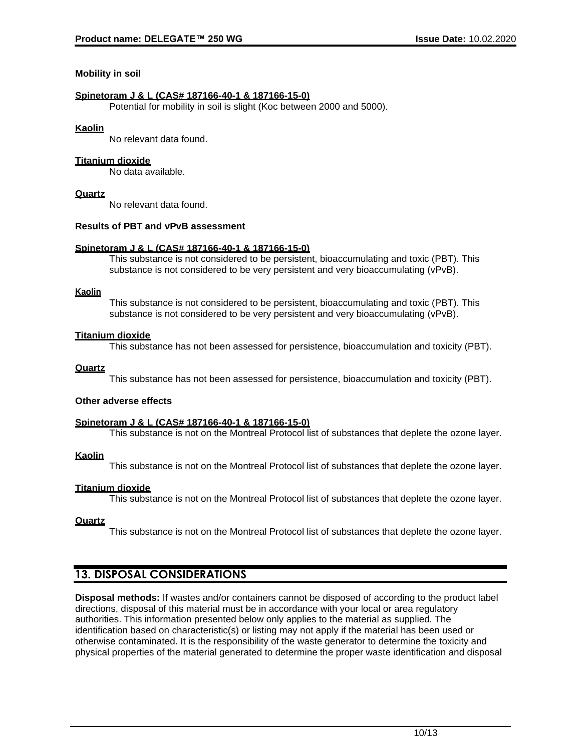**Mobility in soil**

**Spinetoram J & L (CAS# 187166-40-1 & 187166-15-0)**

Potential for mobility in soil is slight (Koc between 2000 and 5000).

**Kaolin**

No relevant data found.

**Titanium dioxide**

No data available.

**Quartz**

No relevant data found.

**Results of PBT and vPvB assessment**

**Spinetoram J & L (CAS# 187166-40-1 & 187166-15-0)**

This substance is not considered to be persistent, bioaccumulating and toxic (PBT). This substance is not considered to be very persistent and very bioaccumulating (vPvB).

**Kaolin**

This substance is not considered to be persistent, bioaccumulating and toxic (PBT). This substance is not considered to be very persistent and very bioaccumulating (vPvB).

**Titanium dioxide**

This substance has not been assessed for persistence, bioaccumulation and toxicity (PBT).

**Quartz**

This substance has not been assessed for persistence, bioaccumulation and toxicity (PBT).

**Other adverse effects**

**Spinetoram J & L (CAS# 187166-40-1 & 187166-15-0)**

This substance is not on the Montreal Protocol list of substances that deplete the ozone layer.

**Kaolin**

This substance is not on the Montreal Protocol list of substances that deplete the ozone layer.

**Titanium dioxide**

This substance is not on the Montreal Protocol list of substances that deplete the ozone layer.

**Quartz**

This substance is not on the Montreal Protocol list of substances that deplete the ozone layer.

## 13. DISPOSAL CONSIDERATIONS

**Disposal methods:** If wastes and/or containers cannot be disposed of according to the product label directions, disposal of this material must be in accordance with your local or area regulatory authorities. This information presented below only applies to the material as supplied. The identification based on characteristic(s) or listing may not apply if the material has been used or otherwise contaminated. It is the responsibility of the waste generator to determine the toxicity and physical properties of the material generated to determine the proper waste identification and disposal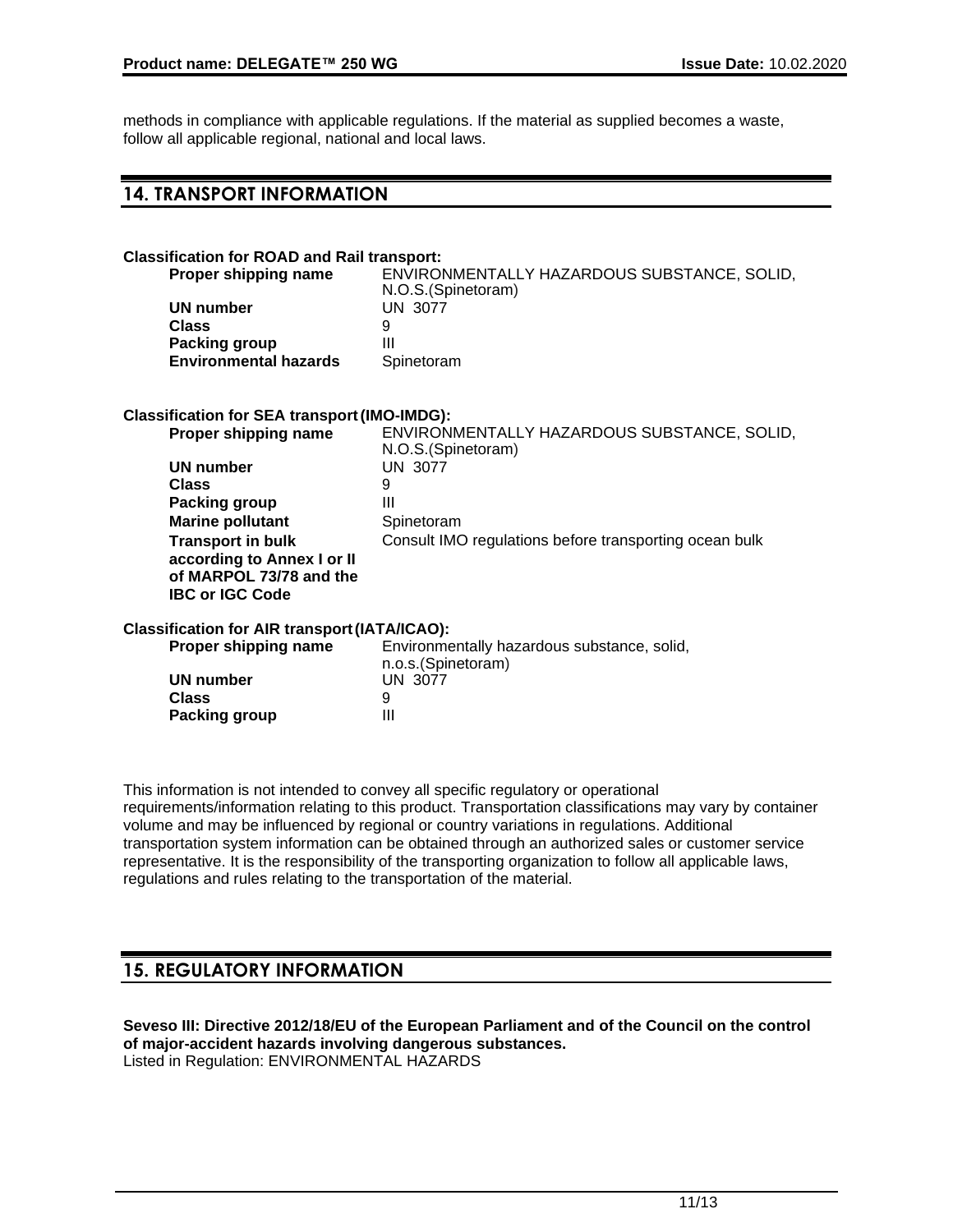methods in compliance with applicable regulations. If the material as supplied becomes a waste, follow all applicable regional, national and local laws.

## 14. TRANSPORT INFORMATION

**Classification for ROAD and Rail transport:**

| | |
|---|---|
| **Proper shipping name** | ENVIRONMENTALLY HAZARDOUS SUBSTANCE, SOLID, N.O.S.(Spinetoram) |
| **UN number** | UN 3077 |
| **Class** | 9 |
| **Packing group** | III |
| **Environmental hazards** | Spinetoram |

**Classification for SEA transport (IMO-IMDG):**

| | |
|---|---|
| **Proper shipping name** | ENVIRONMENTALLY HAZARDOUS SUBSTANCE, SOLID, N.O.S.(Spinetoram) |
| **UN number** | UN 3077 |
| **Class** | 9 |
| **Packing group** | III |
| **Marine pollutant** | Spinetoram |
| **Transport in bulk according to Annex I or II of MARPOL 73/78 and the IBC or IGC Code** | Consult IMO regulations before transporting ocean bulk |

**Classification for AIR transport (IATA/ICAO):**

| | |
|---|---|
| **Proper shipping name** | Environmentally hazardous substance, solid, n.o.s.(Spinetoram) |
| **UN number** | UN 3077 |
| **Class** | 9 |
| **Packing group** | III |

This information is not intended to convey all specific regulatory or operational requirements/information relating to this product. Transportation classifications may vary by container volume and may be influenced by regional or country variations in regulations. Additional transportation system information can be obtained through an authorized sales or customer service representative. It is the responsibility of the transporting organization to follow all applicable laws, regulations and rules relating to the transportation of the material.

## 15. REGULATORY INFORMATION

**Seveso III: Directive 2012/18/EU of the European Parliament and of the Council on the control of major-accident hazards involving dangerous substances.**
Listed in Regulation: ENVIRONMENTAL HAZARDS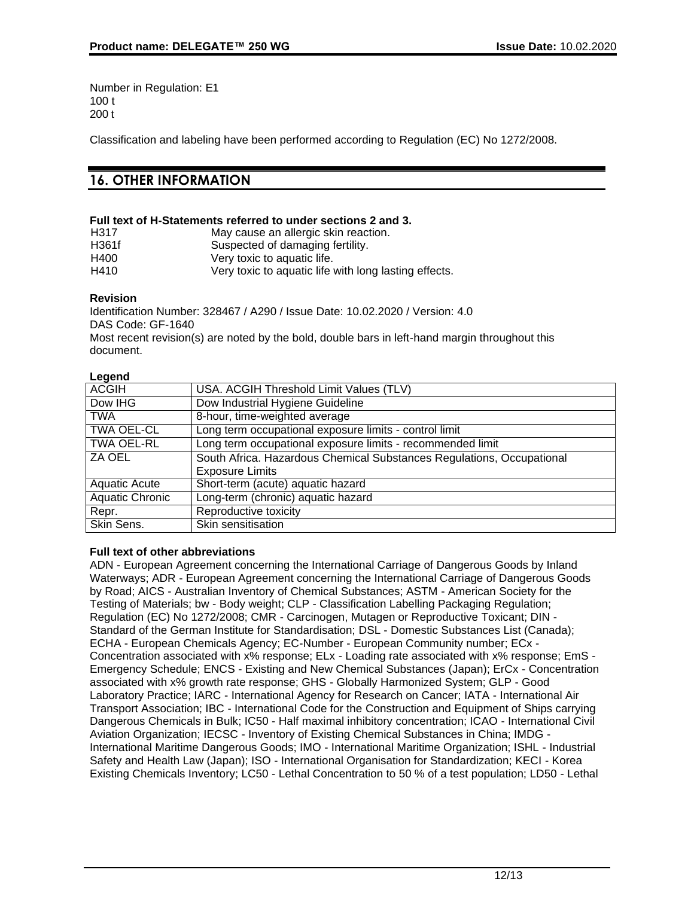Number in Regulation: E1
100 t
200 t

Classification and labeling have been performed according to Regulation (EC) No 1272/2008.

## 16. OTHER INFORMATION

**Full text of H-Statements referred to under sections 2 and 3.**

| | |
|---|---|
| H317 | May cause an allergic skin reaction. |
| H361f | Suspected of damaging fertility. |
| H400 | Very toxic to aquatic life. |
| H410 | Very toxic to aquatic life with long lasting effects. |

**Revision**

Identification Number: 328467 / A290 / Issue Date: 10.02.2020 / Version: 4.0
DAS Code: GF-1640
Most recent revision(s) are noted by the bold, double bars in left-hand margin throughout this document.

**Legend**

| | |
|---|---|
| ACGIH | USA. ACGIH Threshold Limit Values (TLV) |
| Dow IHG | Dow Industrial Hygiene Guideline |
| TWA | 8-hour, time-weighted average |
| TWA OEL-CL | Long term occupational exposure limits - control limit |
| TWA OEL-RL | Long term occupational exposure limits - recommended limit |
| ZA OEL | South Africa. Hazardous Chemical Substances Regulations, Occupational Exposure Limits |
| Aquatic Acute | Short-term (acute) aquatic hazard |
| Aquatic Chronic | Long-term (chronic) aquatic hazard |
| Repr. | Reproductive toxicity |
| Skin Sens. | Skin sensitisation |

**Full text of other abbreviations**

ADN - European Agreement concerning the International Carriage of Dangerous Goods by Inland Waterways; ADR - European Agreement concerning the International Carriage of Dangerous Goods by Road; AICS - Australian Inventory of Chemical Substances; ASTM - American Society for the Testing of Materials; bw - Body weight; CLP - Classification Labelling Packaging Regulation; Regulation (EC) No 1272/2008; CMR - Carcinogen, Mutagen or Reproductive Toxicant; DIN - Standard of the German Institute for Standardisation; DSL - Domestic Substances List (Canada); ECHA - European Chemicals Agency; EC-Number - European Community number; ECx - Concentration associated with x% response; ELx - Loading rate associated with x% response; EmS - Emergency Schedule; ENCS - Existing and New Chemical Substances (Japan); ErCx - Concentration associated with x% growth rate response; GHS - Globally Harmonized System; GLP - Good Laboratory Practice; IARC - International Agency for Research on Cancer; IATA - International Air Transport Association; IBC - International Code for the Construction and Equipment of Ships carrying Dangerous Chemicals in Bulk; IC50 - Half maximal inhibitory concentration; ICAO - International Civil Aviation Organization; IECSC - Inventory of Existing Chemical Substances in China; IMDG - International Maritime Dangerous Goods; IMO - International Maritime Organization; ISHL - Industrial Safety and Health Law (Japan); ISO - International Organisation for Standardization; KECI - Korea Existing Chemicals Inventory; LC50 - Lethal Concentration to 50 % of a test population; LD50 - Lethal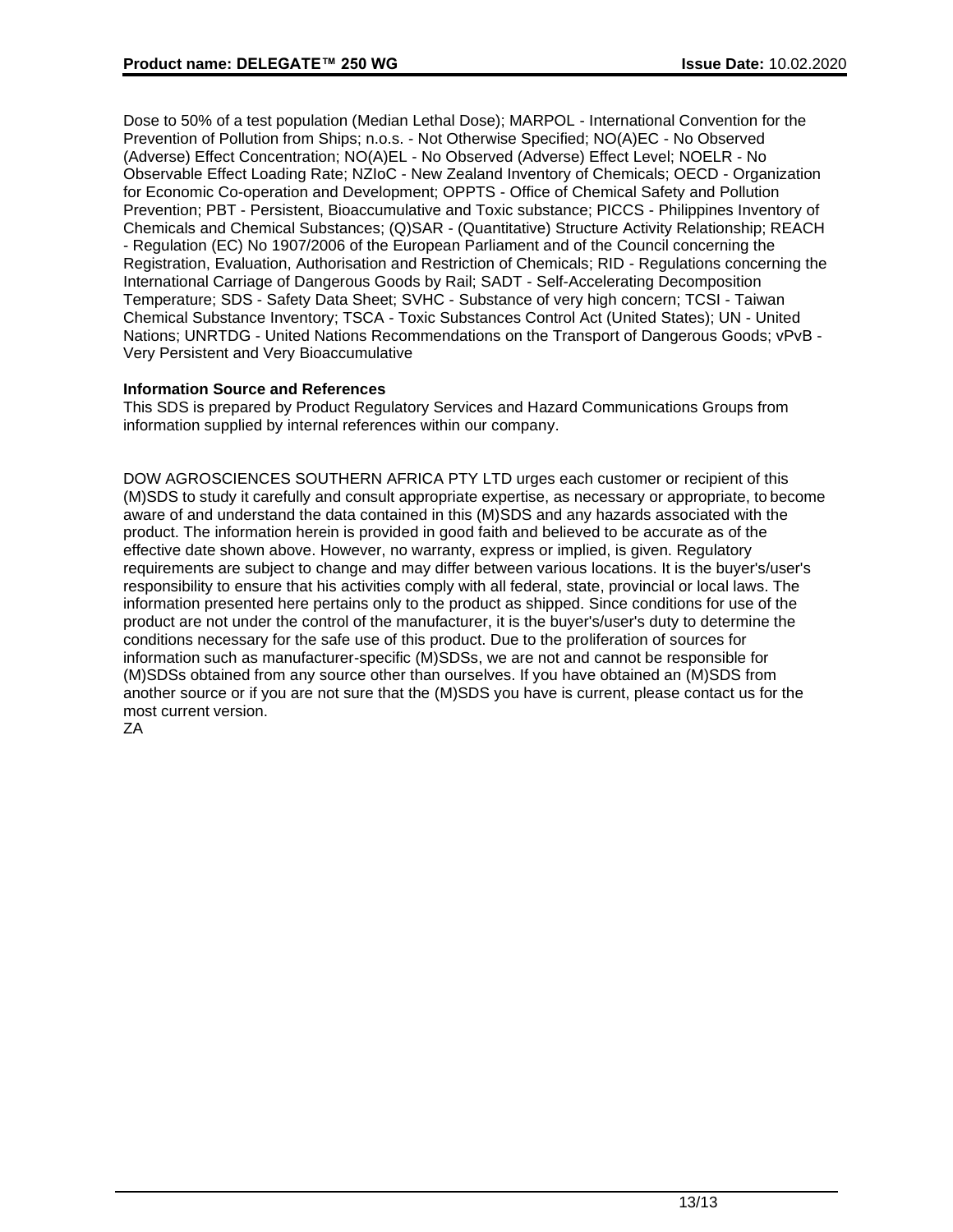Dose to 50% of a test population (Median Lethal Dose); MARPOL - International Convention for the Prevention of Pollution from Ships; n.o.s. - Not Otherwise Specified; NO(A)EC - No Observed (Adverse) Effect Concentration; NO(A)EL - No Observed (Adverse) Effect Level; NOELR - No Observable Effect Loading Rate; NZIoC - New Zealand Inventory of Chemicals; OECD - Organization for Economic Co-operation and Development; OPPTS - Office of Chemical Safety and Pollution Prevention; PBT - Persistent, Bioaccumulative and Toxic substance; PICCS - Philippines Inventory of Chemicals and Chemical Substances; (Q)SAR - (Quantitative) Structure Activity Relationship; REACH - Regulation (EC) No 1907/2006 of the European Parliament and of the Council concerning the Registration, Evaluation, Authorisation and Restriction of Chemicals; RID - Regulations concerning the International Carriage of Dangerous Goods by Rail; SADT - Self-Accelerating Decomposition Temperature; SDS - Safety Data Sheet; SVHC - Substance of very high concern; TCSI - Taiwan Chemical Substance Inventory; TSCA - Toxic Substances Control Act (United States); UN - United Nations; UNRTDG - United Nations Recommendations on the Transport of Dangerous Goods; vPvB - Very Persistent and Very Bioaccumulative

**Information Source and References**

This SDS is prepared by Product Regulatory Services and Hazard Communications Groups from information supplied by internal references within our company.

DOW AGROSCIENCES SOUTHERN AFRICA PTY LTD urges each customer or recipient of this (M)SDS to study it carefully and consult appropriate expertise, as necessary or appropriate, to become aware of and understand the data contained in this (M)SDS and any hazards associated with the product. The information herein is provided in good faith and believed to be accurate as of the effective date shown above. However, no warranty, express or implied, is given. Regulatory requirements are subject to change and may differ between various locations. It is the buyer's/user's responsibility to ensure that his activities comply with all federal, state, provincial or local laws. The information presented here pertains only to the product as shipped. Since conditions for use of the product are not under the control of the manufacturer, it is the buyer's/user's duty to determine the conditions necessary for the safe use of this product. Due to the proliferation of sources for information such as manufacturer-specific (M)SDSs, we are not and cannot be responsible for (M)SDSs obtained from any source other than ourselves. If you have obtained an (M)SDS from another source or if you are not sure that the (M)SDS you have is current, please contact us for the most current version.

ZA